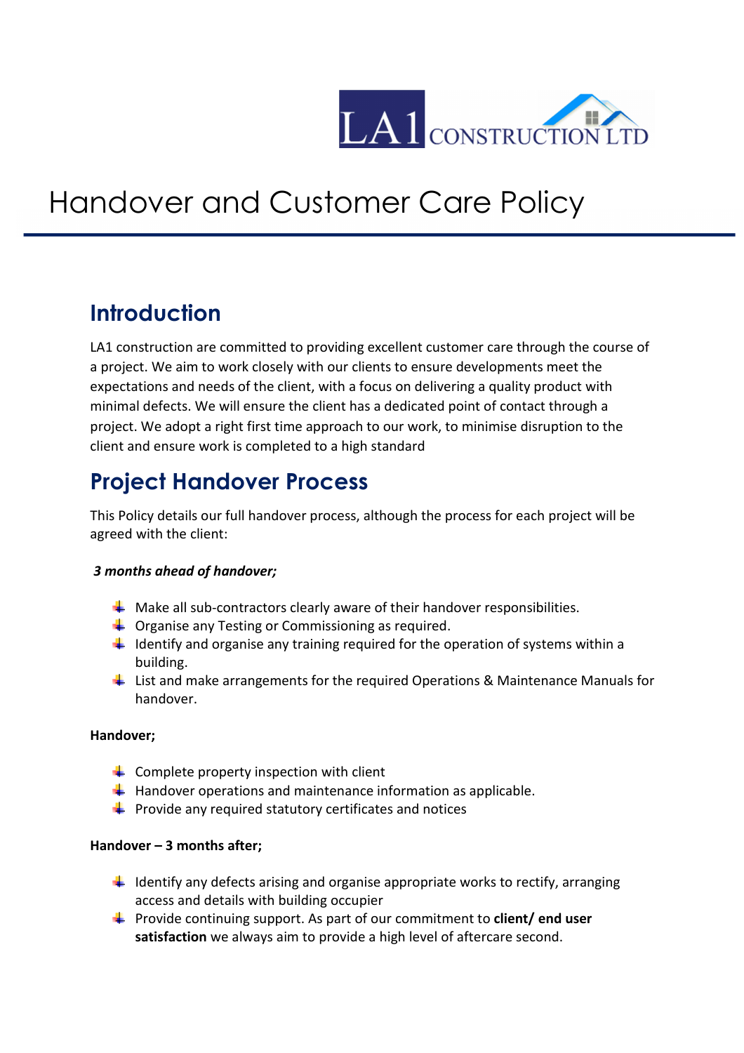# Handover and Customer Care Policy

## Introduction

LA1 construction are committed to providing excellent customer care through the course of a project. We aim to work closely with our clients to ensure developments meet the expectations and needs of the client, with a focus on delivering a quality product with minimal defects. We will ensure the client has a dedicated point of contact through a project. We adopt a right first time approach to our work, to minimise disruption to the client and ensure work is completed to a high standard

## Project Handover Process

This Policy details our full handover process, although the process for each project will be agreed with the client:

***3 months ahead of handover;***

- Make all sub-contractors clearly aware of their handover responsibilities.
- Organise any Testing or Commissioning as required.
- Identify and organise any training required for the operation of systems within a building.
- List and make arrangements for the required Operations & Maintenance Manuals for handover.

**Handover;**

- Complete property inspection with client
- Handover operations and maintenance information as applicable.
- Provide any required statutory certificates and notices

**Handover – 3 months after;**

- Identify any defects arising and organise appropriate works to rectify, arranging access and details with building occupier
- Provide continuing support. As part of our commitment to **client/ end user satisfaction** we always aim to provide a high level of aftercare second.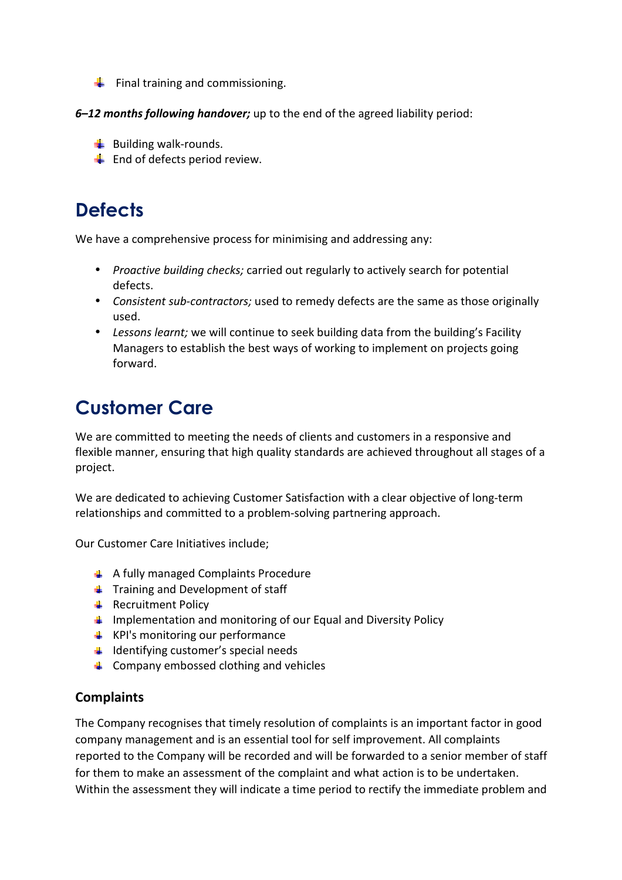- Final training and commissioning.

***6–12 months following handover;*** up to the end of the agreed liability period:

- Building walk-rounds.
- End of defects period review.

# Defects

We have a comprehensive process for minimising and addressing any:

- *Proactive building checks;* carried out regularly to actively search for potential defects.
- *Consistent sub-contractors;* used to remedy defects are the same as those originally used.
- *Lessons learnt;* we will continue to seek building data from the building's Facility Managers to establish the best ways of working to implement on projects going forward.

# Customer Care

We are committed to meeting the needs of clients and customers in a responsive and flexible manner, ensuring that high quality standards are achieved throughout all stages of a project.

We are dedicated to achieving Customer Satisfaction with a clear objective of long-term relationships and committed to a problem-solving partnering approach.

Our Customer Care Initiatives include;

- A fully managed Complaints Procedure
- Training and Development of staff
- Recruitment Policy
- Implementation and monitoring of our Equal and Diversity Policy
- KPI's monitoring our performance
- Identifying customer's special needs
- Company embossed clothing and vehicles

## Complaints

The Company recognises that timely resolution of complaints is an important factor in good company management and is an essential tool for self improvement. All complaints reported to the Company will be recorded and will be forwarded to a senior member of staff for them to make an assessment of the complaint and what action is to be undertaken. Within the assessment they will indicate a time period to rectify the immediate problem and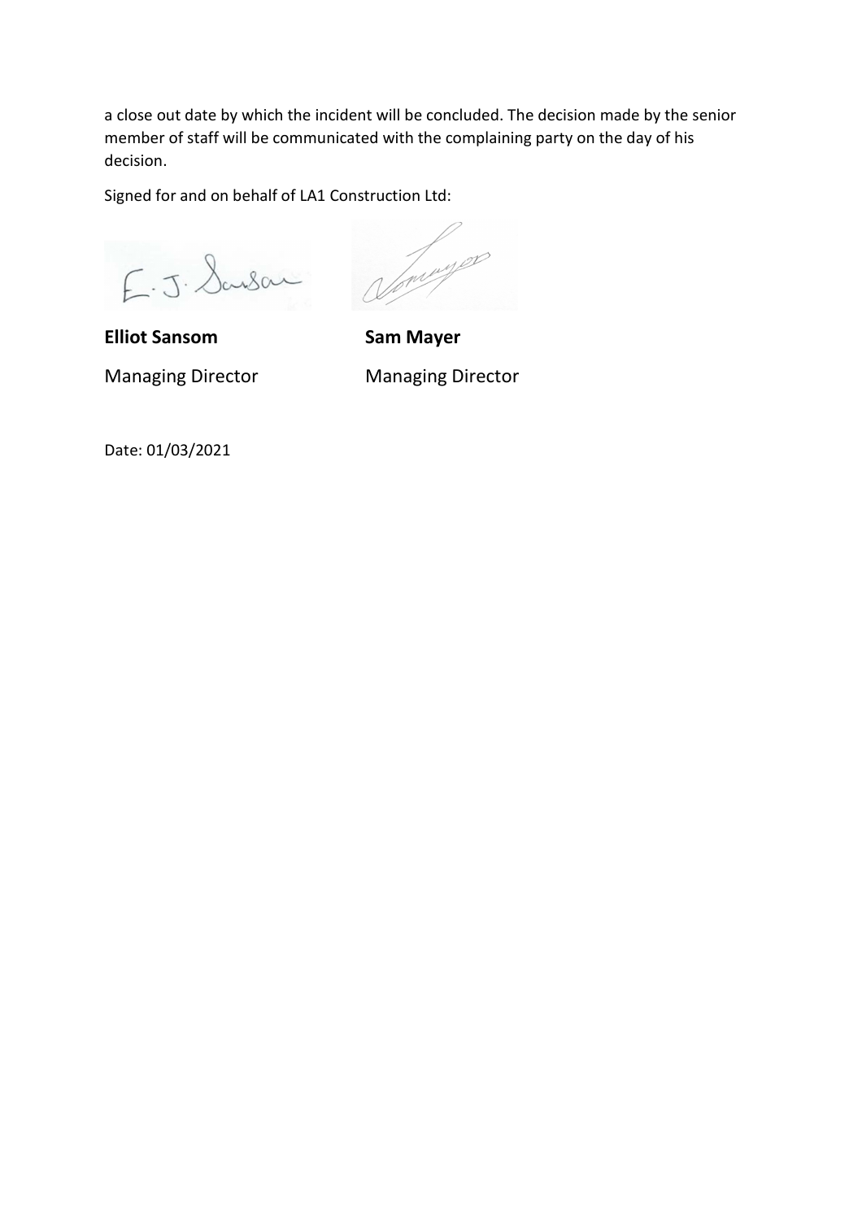a close out date by which the incident will be concluded. The decision made by the senior member of staff will be communicated with the complaining party on the day of his decision.

Signed for and on behalf of LA1 Construction Ltd:

**Elliot Sansom**
Managing Director

**Sam Mayer**
Managing Director

Date: 01/03/2021